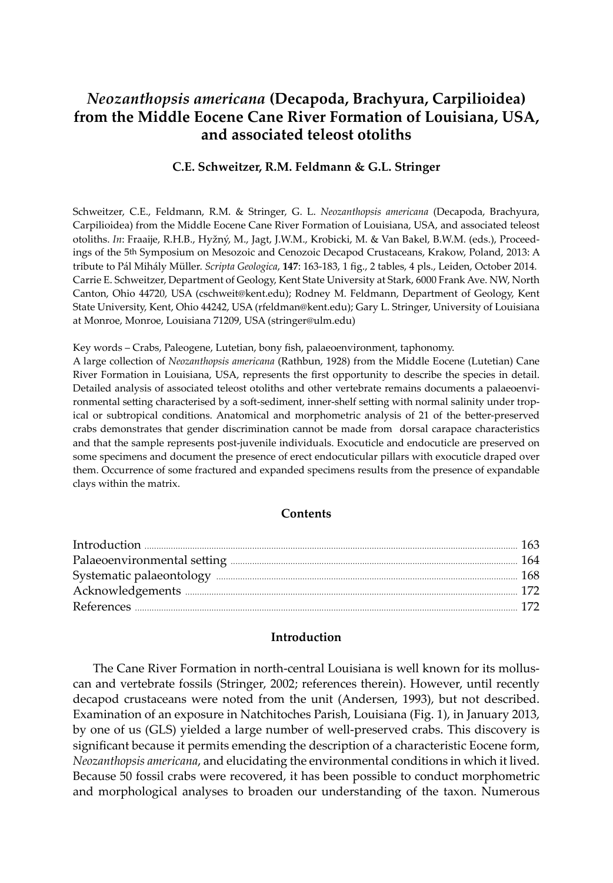# *Neozanthopsis americana* (Decapoda, Brachyura, Carpilioidea) from the Middle Eocene Cane River Formation of Louisiana, USA, and associated teleost otoliths

**C.E. Schweitzer, R.M. Feldmann & G.L. Stringer**

Schweitzer, C.E., Feldmann, R.M. & Stringer, G. L. *Neozanthopsis americana* (Decapoda, Brachyura, Carpilioidea) from the Middle Eocene Cane River Formation of Louisiana, USA, and associated teleost otoliths. *In*: Fraaije, R.H.B., Hyžný, M., Jagt, J.W.M., Krobicki, M. & Van Bakel, B.W.M. (eds.), Proceedings of the 5th Symposium on Mesozoic and Cenozoic Decapod Crustaceans, Krakow, Poland, 2013: A tribute to Pál Mihály Müller. *Scripta Geologica*, **147**: 163-183, 1 fig., 2 tables, 4 pls., Leiden, October 2014.

Carrie E. Schweitzer, Department of Geology, Kent State University at Stark, 6000 Frank Ave. NW, North Canton, Ohio 44720, USA (cschweit@kent.edu); Rodney M. Feldmann, Department of Geology, Kent State University, Kent, Ohio 44242, USA (rfeldman@kent.edu); Gary L. Stringer, University of Louisiana at Monroe, Monroe, Louisiana 71209, USA (stringer@ulm.edu)

Key words – Crabs, Paleogene, Lutetian, bony fish, palaeoenvironment, taphonomy.

A large collection of *Neozanthopsis americana* (Rathbun, 1928) from the Middle Eocene (Lutetian) Cane River Formation in Louisiana, USA, represents the first opportunity to describe the species in detail. Detailed analysis of associated teleost otoliths and other vertebrate remains documents a palaeoenvironmental setting characterised by a soft-sediment, inner-shelf setting with normal salinity under tropical or subtropical conditions. Anatomical and morphometric analysis of 21 of the better-preserved crabs demonstrates that gender discrimination cannot be made from dorsal carapace characteristics and that the sample represents post-juvenile individuals. Exocuticle and endocuticle are preserved on some specimens and document the presence of erect endocuticular pillars with exocuticle draped over them. Occurrence of some fractured and expanded specimens results from the presence of expandable clays within the matrix.

## Contents

| | |
|---|---|
| Introduction | 163 |
| Palaeoenvironmental setting | 164 |
| Systematic palaeontology | 168 |
| Acknowledgements | 172 |
| References | 172 |

## Introduction

The Cane River Formation in north-central Louisiana is well known for its molluscan and vertebrate fossils (Stringer, 2002; references therein). However, until recently decapod crustaceans were noted from the unit (Andersen, 1993), but not described. Examination of an exposure in Natchitoches Parish, Louisiana (Fig. 1), in January 2013, by one of us (GLS) yielded a large number of well-preserved crabs. This discovery is significant because it permits emending the description of a characteristic Eocene form, *Neozanthopsis americana*, and elucidating the environmental conditions in which it lived. Because 50 fossil crabs were recovered, it has been possible to conduct morphometric and morphological analyses to broaden our understanding of the taxon. Numerous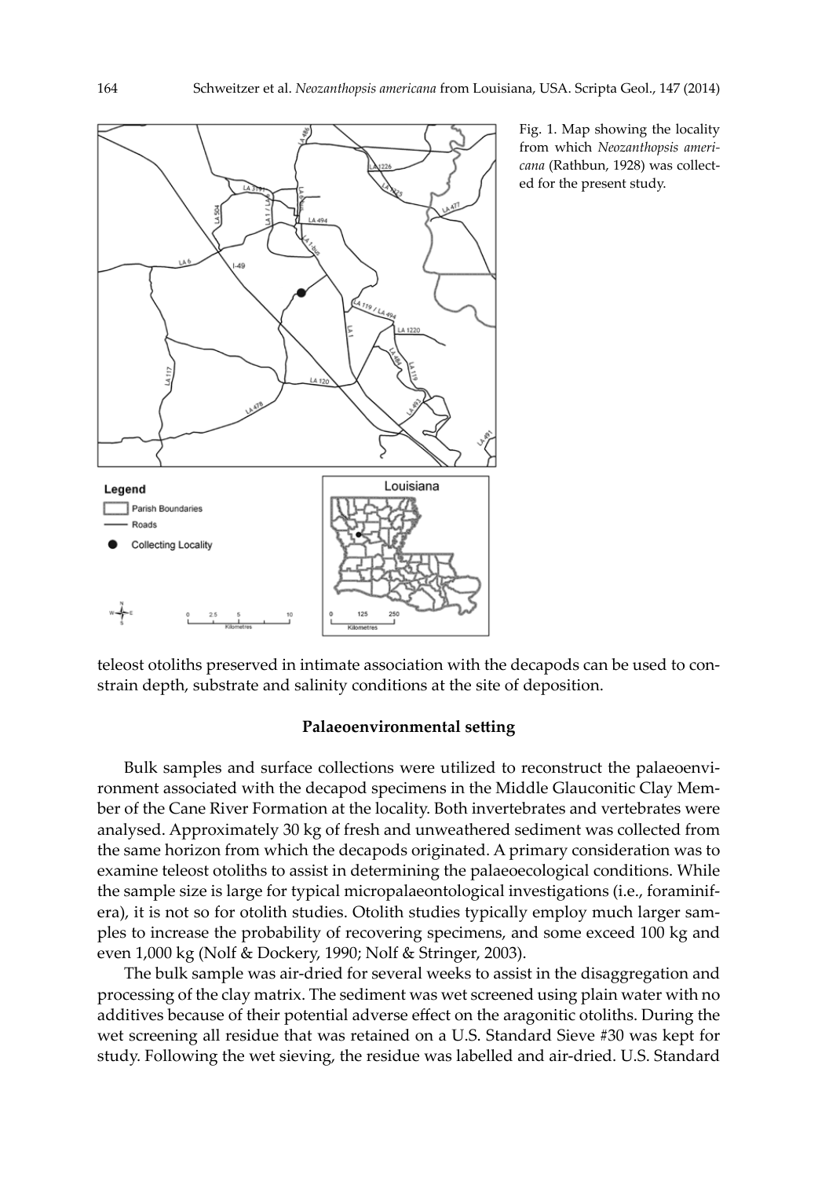Fig. 1. Map showing the locality from which *Neozanthopsis americana* (Rathbun, 1928) was collected for the present study.

teleost otoliths preserved in intimate association with the decapods can be used to constrain depth, substrate and salinity conditions at the site of deposition.

## Palaeoenvironmental setting

Bulk samples and surface collections were utilized to reconstruct the palaeoenvironment associated with the decapod specimens in the Middle Glauconitic Clay Member of the Cane River Formation at the locality. Both invertebrates and vertebrates were analysed. Approximately 30 kg of fresh and unweathered sediment was collected from the same horizon from which the decapods originated. A primary consideration was to examine teleost otoliths to assist in determining the palaeoecological conditions. While the sample size is large for typical micropalaeontological investigations (i.e., foraminifera), it is not so for otolith studies. Otolith studies typically employ much larger samples to increase the probability of recovering specimens, and some exceed 100 kg and even 1,000 kg (Nolf & Dockery, 1990; Nolf & Stringer, 2003).

The bulk sample was air-dried for several weeks to assist in the disaggregation and processing of the clay matrix. The sediment was wet screened using plain water with no additives because of their potential adverse effect on the aragonitic otoliths. During the wet screening all residue that was retained on a U.S. Standard Sieve #30 was kept for study. Following the wet sieving, the residue was labelled and air-dried. U.S. Standard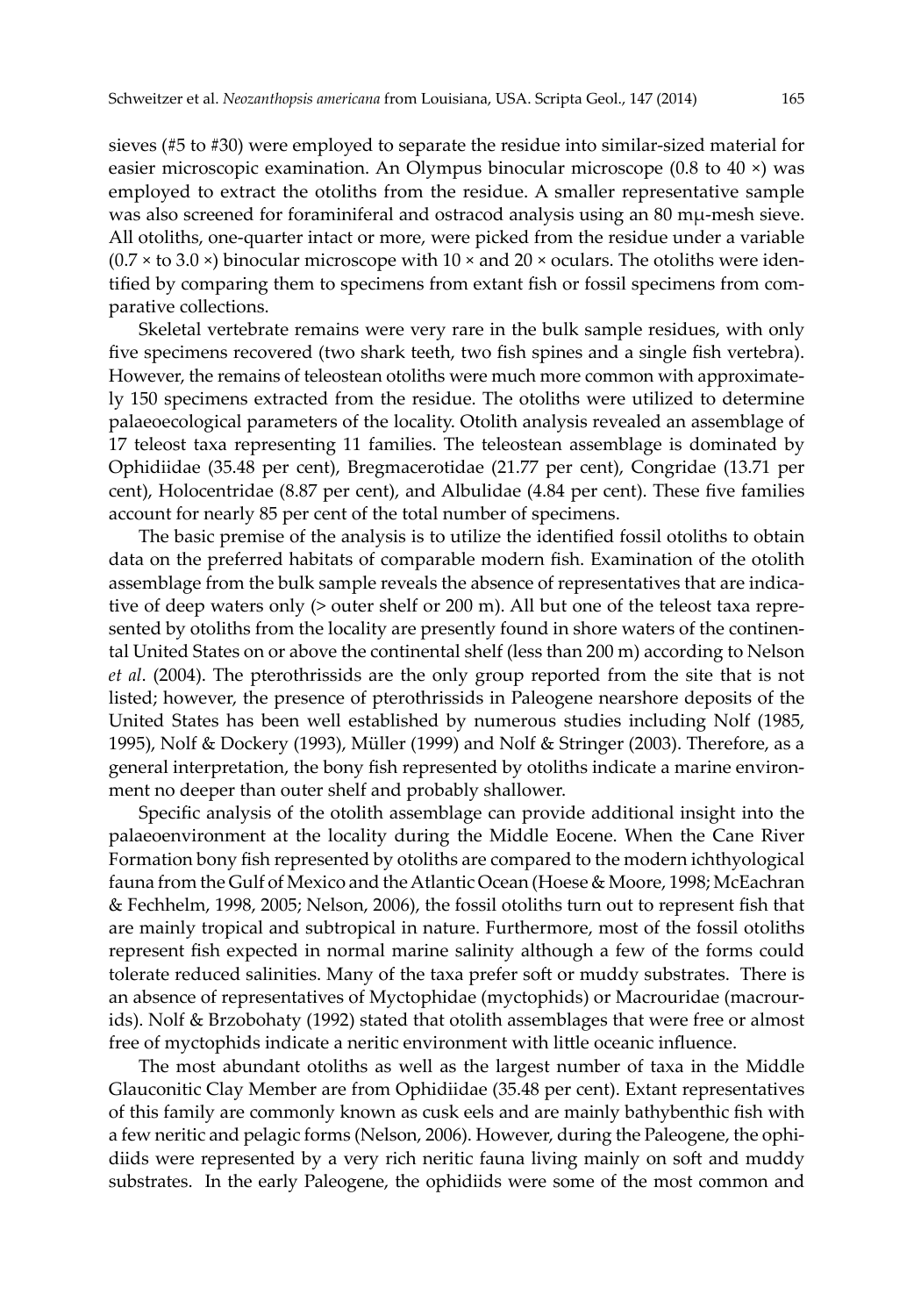sieves (#5 to #30) were employed to separate the residue into similar-sized material for easier microscopic examination. An Olympus binocular microscope (0.8 to 40 ×) was employed to extract the otoliths from the residue. A smaller representative sample was also screened for foraminiferal and ostracod analysis using an 80 mμ-mesh sieve. All otoliths, one-quarter intact or more, were picked from the residue under a variable (0.7 × to 3.0 ×) binocular microscope with 10 × and 20 × oculars. The otoliths were identified by comparing them to specimens from extant fish or fossil specimens from comparative collections.

Skeletal vertebrate remains were very rare in the bulk sample residues, with only five specimens recovered (two shark teeth, two fish spines and a single fish vertebra). However, the remains of teleostean otoliths were much more common with approximately 150 specimens extracted from the residue. The otoliths were utilized to determine palaeoecological parameters of the locality. Otolith analysis revealed an assemblage of 17 teleost taxa representing 11 families. The teleostean assemblage is dominated by Ophidiidae (35.48 per cent), Bregmacerotidae (21.77 per cent), Congridae (13.71 per cent), Holocentridae (8.87 per cent), and Albulidae (4.84 per cent). These five families account for nearly 85 per cent of the total number of specimens.

The basic premise of the analysis is to utilize the identified fossil otoliths to obtain data on the preferred habitats of comparable modern fish. Examination of the otolith assemblage from the bulk sample reveals the absence of representatives that are indicative of deep waters only (> outer shelf or 200 m). All but one of the teleost taxa represented by otoliths from the locality are presently found in shore waters of the continental United States on or above the continental shelf (less than 200 m) according to Nelson *et al*. (2004). The pterothrissids are the only group reported from the site that is not listed; however, the presence of pterothrissids in Paleogene nearshore deposits of the United States has been well established by numerous studies including Nolf (1985, 1995), Nolf & Dockery (1993), Müller (1999) and Nolf & Stringer (2003). Therefore, as a general interpretation, the bony fish represented by otoliths indicate a marine environment no deeper than outer shelf and probably shallower.

Specific analysis of the otolith assemblage can provide additional insight into the palaeoenvironment at the locality during the Middle Eocene. When the Cane River Formation bony fish represented by otoliths are compared to the modern ichthyological fauna from the Gulf of Mexico and the Atlantic Ocean (Hoese & Moore, 1998; McEachran & Fechhelm, 1998, 2005; Nelson, 2006), the fossil otoliths turn out to represent fish that are mainly tropical and subtropical in nature. Furthermore, most of the fossil otoliths represent fish expected in normal marine salinity although a few of the forms could tolerate reduced salinities. Many of the taxa prefer soft or muddy substrates. There is an absence of representatives of Myctophidae (myctophids) or Macrouridae (macrourids). Nolf & Brzobohaty (1992) stated that otolith assemblages that were free or almost free of myctophids indicate a neritic environment with little oceanic influence.

The most abundant otoliths as well as the largest number of taxa in the Middle Glauconitic Clay Member are from Ophidiidae (35.48 per cent). Extant representatives of this family are commonly known as cusk eels and are mainly bathybenthic fish with a few neritic and pelagic forms (Nelson, 2006). However, during the Paleogene, the ophidiids were represented by a very rich neritic fauna living mainly on soft and muddy substrates. In the early Paleogene, the ophidiids were some of the most common and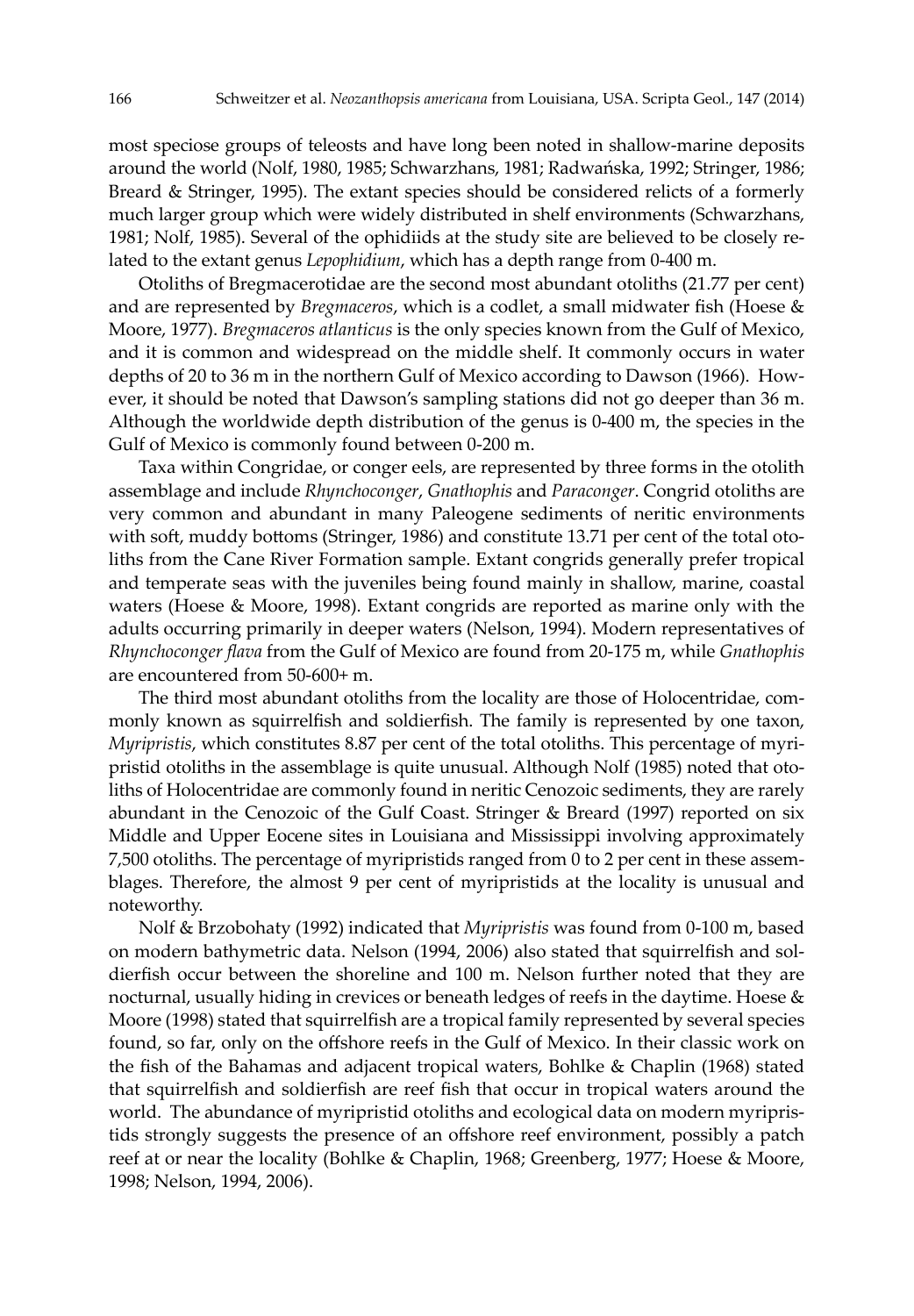most speciose groups of teleosts and have long been noted in shallow-marine deposits around the world (Nolf, 1980, 1985; Schwarzhans, 1981; Radwańska, 1992; Stringer, 1986; Breard & Stringer, 1995). The extant species should be considered relicts of a formerly much larger group which were widely distributed in shelf environments (Schwarzhans, 1981; Nolf, 1985). Several of the ophidiids at the study site are believed to be closely related to the extant genus *Lepophidium*, which has a depth range from 0-400 m.

Otoliths of Bregmacerotidae are the second most abundant otoliths (21.77 per cent) and are represented by *Bregmaceros*, which is a codlet, a small midwater fish (Hoese & Moore, 1977). *Bregmaceros atlanticus* is the only species known from the Gulf of Mexico, and it is common and widespread on the middle shelf. It commonly occurs in water depths of 20 to 36 m in the northern Gulf of Mexico according to Dawson (1966). However, it should be noted that Dawson's sampling stations did not go deeper than 36 m. Although the worldwide depth distribution of the genus is 0-400 m, the species in the Gulf of Mexico is commonly found between 0-200 m.

Taxa within Congridae, or conger eels, are represented by three forms in the otolith assemblage and include *Rhynchoconger*, *Gnathophis* and *Paraconger*. Congrid otoliths are very common and abundant in many Paleogene sediments of neritic environments with soft, muddy bottoms (Stringer, 1986) and constitute 13.71 per cent of the total otoliths from the Cane River Formation sample. Extant congrids generally prefer tropical and temperate seas with the juveniles being found mainly in shallow, marine, coastal waters (Hoese & Moore, 1998). Extant congrids are reported as marine only with the adults occurring primarily in deeper waters (Nelson, 1994). Modern representatives of *Rhynchoconger flava* from the Gulf of Mexico are found from 20-175 m, while *Gnathophis* are encountered from 50-600+ m.

The third most abundant otoliths from the locality are those of Holocentridae, commonly known as squirrelfish and soldierfish. The family is represented by one taxon, *Myripristis*, which constitutes 8.87 per cent of the total otoliths. This percentage of myripristid otoliths in the assemblage is quite unusual. Although Nolf (1985) noted that otoliths of Holocentridae are commonly found in neritic Cenozoic sediments, they are rarely abundant in the Cenozoic of the Gulf Coast. Stringer & Breard (1997) reported on six Middle and Upper Eocene sites in Louisiana and Mississippi involving approximately 7,500 otoliths. The percentage of myripristids ranged from 0 to 2 per cent in these assemblages. Therefore, the almost 9 per cent of myripristids at the locality is unusual and noteworthy.

Nolf & Brzobohaty (1992) indicated that *Myripristis* was found from 0-100 m, based on modern bathymetric data. Nelson (1994, 2006) also stated that squirrelfish and soldierfish occur between the shoreline and 100 m. Nelson further noted that they are nocturnal, usually hiding in crevices or beneath ledges of reefs in the daytime. Hoese & Moore (1998) stated that squirrelfish are a tropical family represented by several species found, so far, only on the offshore reefs in the Gulf of Mexico. In their classic work on the fish of the Bahamas and adjacent tropical waters, Bohlke & Chaplin (1968) stated that squirrelfish and soldierfish are reef fish that occur in tropical waters around the world. The abundance of myripristid otoliths and ecological data on modern myripristids strongly suggests the presence of an offshore reef environment, possibly a patch reef at or near the locality (Bohlke & Chaplin, 1968; Greenberg, 1977; Hoese & Moore, 1998; Nelson, 1994, 2006).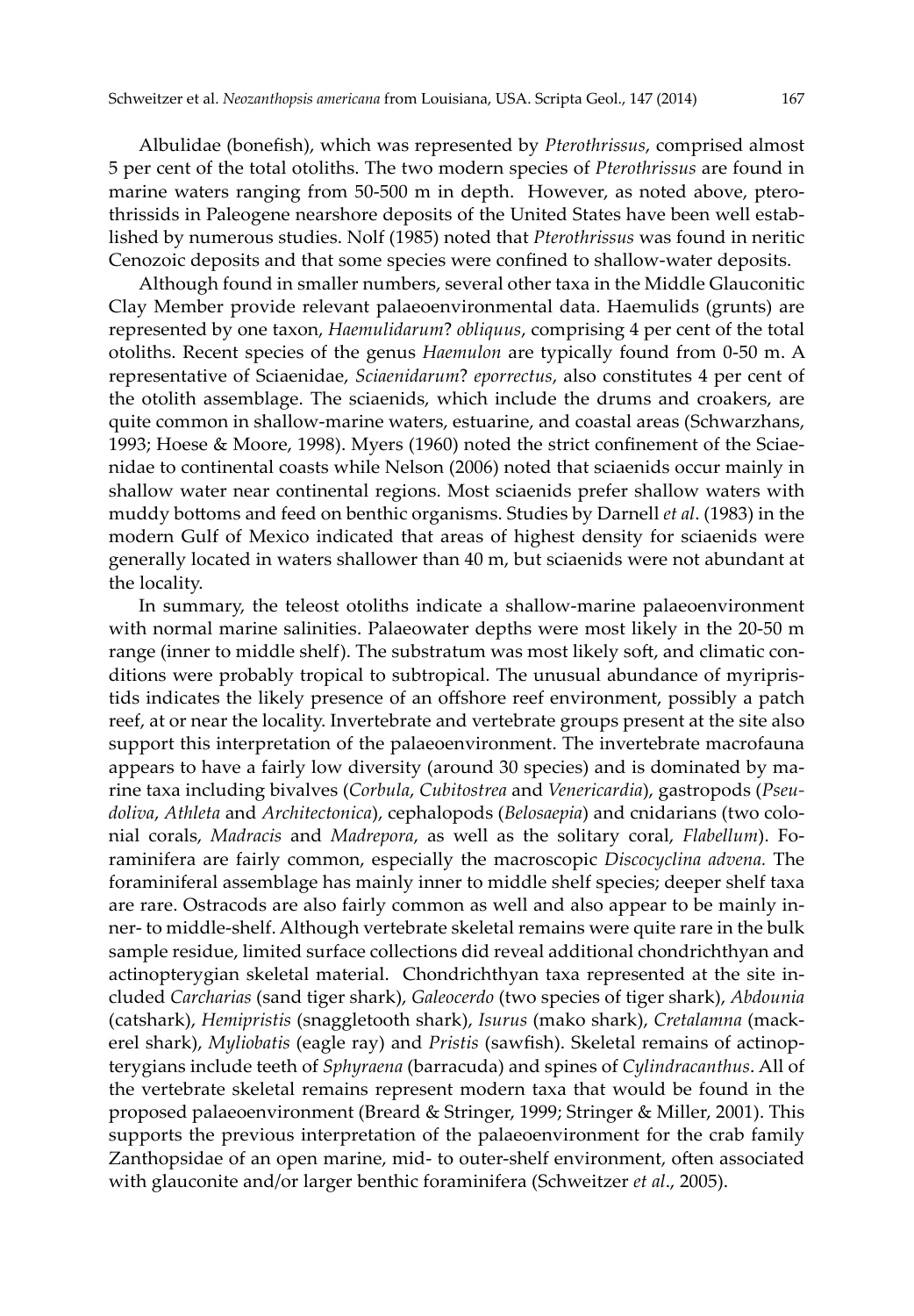Albulidae (bonefish), which was represented by *Pterothrissus*, comprised almost 5 per cent of the total otoliths. The two modern species of *Pterothrissus* are found in marine waters ranging from 50-500 m in depth. However, as noted above, pterothrissids in Paleogene nearshore deposits of the United States have been well established by numerous studies. Nolf (1985) noted that *Pterothrissus* was found in neritic Cenozoic deposits and that some species were confined to shallow-water deposits.

Although found in smaller numbers, several other taxa in the Middle Glauconitic Clay Member provide relevant palaeoenvironmental data. Haemulids (grunts) are represented by one taxon, *Haemulidarum*? *obliquus*, comprising 4 per cent of the total otoliths. Recent species of the genus *Haemulon* are typically found from 0-50 m. A representative of Sciaenidae, *Sciaenidarum*? *eporrectus*, also constitutes 4 per cent of the otolith assemblage. The sciaenids, which include the drums and croakers, are quite common in shallow-marine waters, estuarine, and coastal areas (Schwarzhans, 1993; Hoese & Moore, 1998). Myers (1960) noted the strict confinement of the Sciaenidae to continental coasts while Nelson (2006) noted that sciaenids occur mainly in shallow water near continental regions. Most sciaenids prefer shallow waters with muddy bottoms and feed on benthic organisms. Studies by Darnell *et al*. (1983) in the modern Gulf of Mexico indicated that areas of highest density for sciaenids were generally located in waters shallower than 40 m, but sciaenids were not abundant at the locality.

In summary, the teleost otoliths indicate a shallow-marine palaeoenvironment with normal marine salinities. Palaeowater depths were most likely in the 20-50 m range (inner to middle shelf). The substratum was most likely soft, and climatic conditions were probably tropical to subtropical. The unusual abundance of myripristids indicates the likely presence of an offshore reef environment, possibly a patch reef, at or near the locality. Invertebrate and vertebrate groups present at the site also support this interpretation of the palaeoenvironment. The invertebrate macrofauna appears to have a fairly low diversity (around 30 species) and is dominated by marine taxa including bivalves (*Corbula*, *Cubitostrea* and *Venericardia*), gastropods (*Pseudoliva*, *Athleta* and *Architectonica*), cephalopods (*Belosaepia*) and cnidarians (two colonial corals, *Madracis* and *Madrepora*, as well as the solitary coral, *Flabellum*). Foraminifera are fairly common, especially the macroscopic *Discocyclina advena.* The foraminiferal assemblage has mainly inner to middle shelf species; deeper shelf taxa are rare. Ostracods are also fairly common as well and also appear to be mainly inner- to middle-shelf. Although vertebrate skeletal remains were quite rare in the bulk sample residue, limited surface collections did reveal additional chondrichthyan and actinopterygian skeletal material. Chondrichthyan taxa represented at the site included *Carcharias* (sand tiger shark), *Galeocerdo* (two species of tiger shark), *Abdounia* (catshark), *Hemipristis* (snaggletooth shark), *Isurus* (mako shark), *Cretalamna* (mackerel shark), *Myliobatis* (eagle ray) and *Pristis* (sawfish). Skeletal remains of actinopterygians include teeth of *Sphyraena* (barracuda) and spines of *Cylindracanthus*. All of the vertebrate skeletal remains represent modern taxa that would be found in the proposed palaeoenvironment (Breard & Stringer, 1999; Stringer & Miller, 2001). This supports the previous interpretation of the palaeoenvironment for the crab family Zanthopsidae of an open marine, mid- to outer-shelf environment, often associated with glauconite and/or larger benthic foraminifera (Schweitzer *et al*., 2005).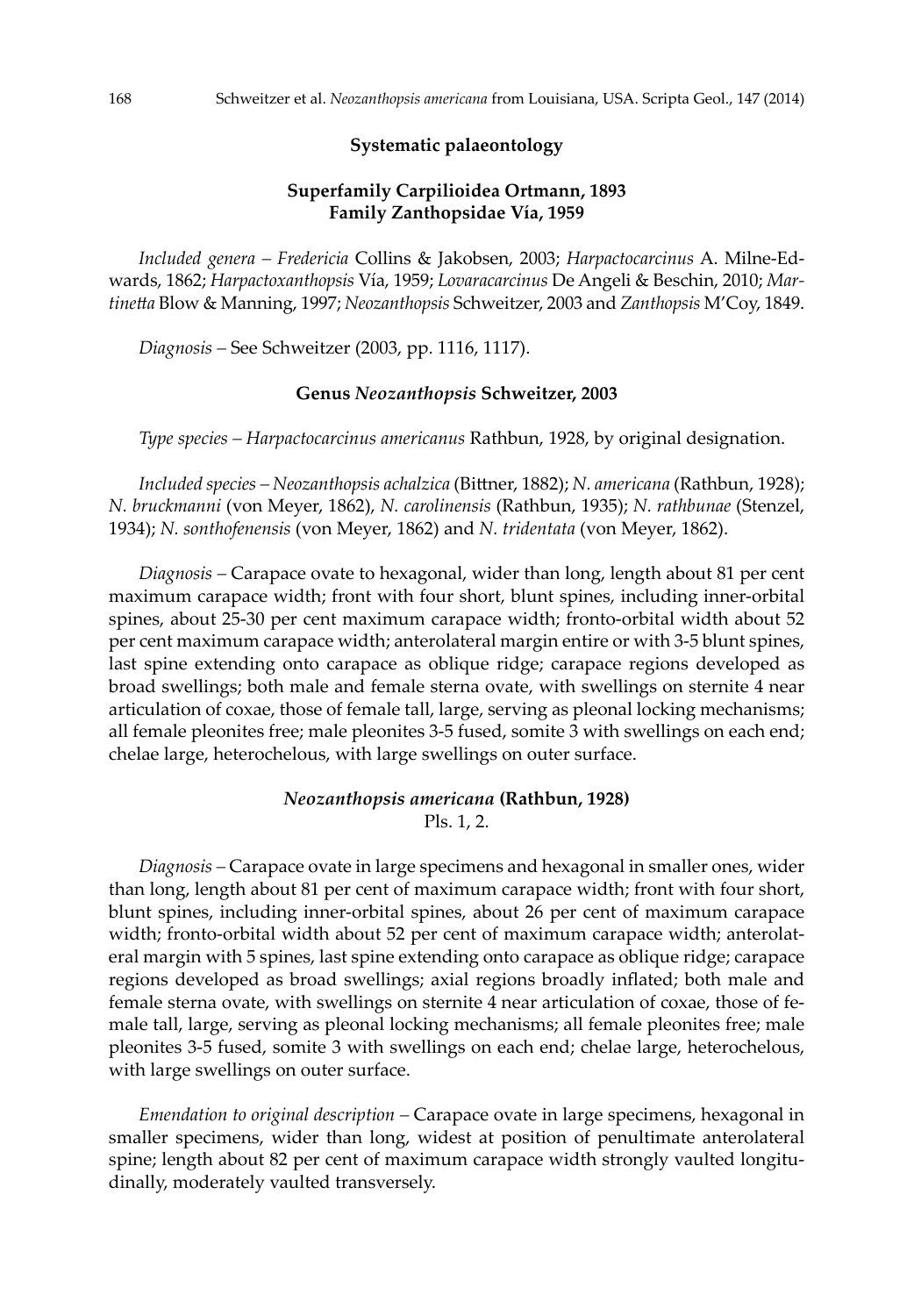## Systematic palaeontology

### Superfamily Carpilioidea Ortmann, 1893
### Family Zanthopsidae Vía, 1959

*Included genera* – *Fredericia* Collins & Jakobsen, 2003; *Harpactocarcinus* A. Milne-Edwards, 1862; *Harpactoxanthopsis* Vía, 1959; *Lovaracarcinus* De Angeli & Beschin, 2010; *Martinetta* Blow & Manning, 1997; *Neozanthopsis* Schweitzer, 2003 and *Zanthopsis* M'Coy, 1849.

*Diagnosis* – See Schweitzer (2003, pp. 1116, 1117).

### Genus *Neozanthopsis* Schweitzer, 2003

*Type species* – *Harpactocarcinus americanus* Rathbun, 1928, by original designation.

*Included species* – *Neozanthopsis achalzica* (Bittner, 1882); *N. americana* (Rathbun, 1928); *N. bruckmanni* (von Meyer, 1862), *N. carolinensis* (Rathbun, 1935); *N. rathbunae* (Stenzel, 1934); *N. sonthofenensis* (von Meyer, 1862) and *N. tridentata* (von Meyer, 1862).

*Diagnosis* – Carapace ovate to hexagonal, wider than long, length about 81 per cent maximum carapace width; front with four short, blunt spines, including inner-orbital spines, about 25-30 per cent maximum carapace width; fronto-orbital width about 52 per cent maximum carapace width; anterolateral margin entire or with 3-5 blunt spines, last spine extending onto carapace as oblique ridge; carapace regions developed as broad swellings; both male and female sterna ovate, with swellings on sternite 4 near articulation of coxae, those of female tall, large, serving as pleonal locking mechanisms; all female pleonites free; male pleonites 3-5 fused, somite 3 with swellings on each end; chelae large, heterochelous, with large swellings on outer surface.

### *Neozanthopsis americana* (Rathbun, 1928)
Pls. 1, 2.

*Diagnosis* – Carapace ovate in large specimens and hexagonal in smaller ones, wider than long, length about 81 per cent of maximum carapace width; front with four short, blunt spines, including inner-orbital spines, about 26 per cent of maximum carapace width; fronto-orbital width about 52 per cent of maximum carapace width; anterolateral margin with 5 spines, last spine extending onto carapace as oblique ridge; carapace regions developed as broad swellings; axial regions broadly inflated; both male and female sterna ovate, with swellings on sternite 4 near articulation of coxae, those of female tall, large, serving as pleonal locking mechanisms; all female pleonites free; male pleonites 3-5 fused, somite 3 with swellings on each end; chelae large, heterochelous, with large swellings on outer surface.

*Emendation to original description* – Carapace ovate in large specimens, hexagonal in smaller specimens, wider than long, widest at position of penultimate anterolateral spine; length about 82 per cent of maximum carapace width strongly vaulted longitudinally, moderately vaulted transversely.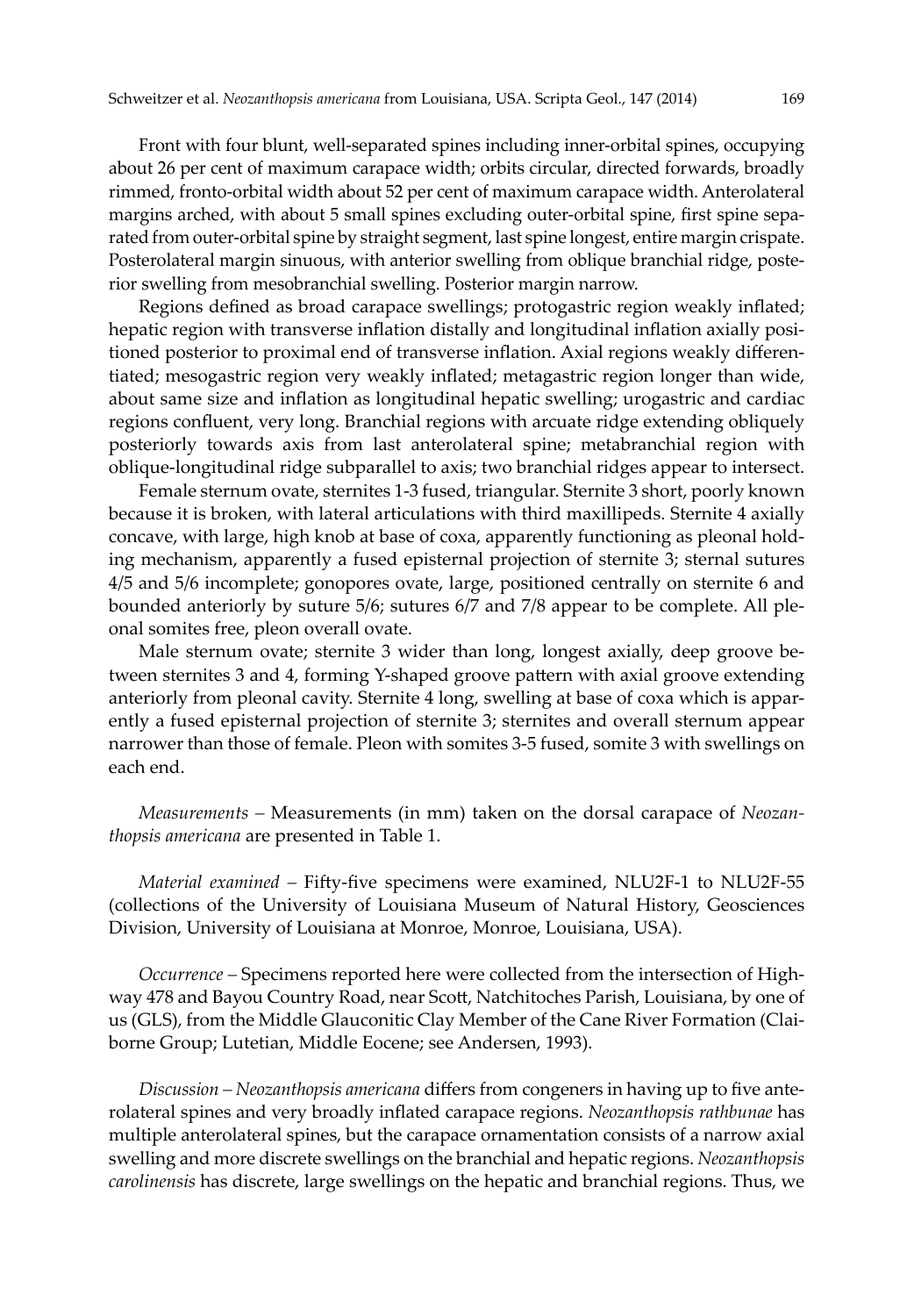Front with four blunt, well-separated spines including inner-orbital spines, occupying about 26 per cent of maximum carapace width; orbits circular, directed forwards, broadly rimmed, fronto-orbital width about 52 per cent of maximum carapace width. Anterolateral margins arched, with about 5 small spines excluding outer-orbital spine, first spine separated from outer-orbital spine by straight segment, last spine longest, entire margin crispate. Posterolateral margin sinuous, with anterior swelling from oblique branchial ridge, posterior swelling from mesobranchial swelling. Posterior margin narrow.

Regions defined as broad carapace swellings; protogastric region weakly inflated; hepatic region with transverse inflation distally and longitudinal inflation axially positioned posterior to proximal end of transverse inflation. Axial regions weakly differentiated; mesogastric region very weakly inflated; metagastric region longer than wide, about same size and inflation as longitudinal hepatic swelling; urogastric and cardiac regions confluent, very long. Branchial regions with arcuate ridge extending obliquely posteriorly towards axis from last anterolateral spine; metabranchial region with oblique-longitudinal ridge subparallel to axis; two branchial ridges appear to intersect.

Female sternum ovate, sternites 1-3 fused, triangular. Sternite 3 short, poorly known because it is broken, with lateral articulations with third maxillipeds. Sternite 4 axially concave, with large, high knob at base of coxa, apparently functioning as pleonal holding mechanism, apparently a fused episternal projection of sternite 3; sternal sutures 4/5 and 5/6 incomplete; gonopores ovate, large, positioned centrally on sternite 6 and bounded anteriorly by suture 5/6; sutures 6/7 and 7/8 appear to be complete. All pleonal somites free, pleon overall ovate.

Male sternum ovate; sternite 3 wider than long, longest axially, deep groove between sternites 3 and 4, forming Y-shaped groove pattern with axial groove extending anteriorly from pleonal cavity. Sternite 4 long, swelling at base of coxa which is apparently a fused episternal projection of sternite 3; sternites and overall sternum appear narrower than those of female. Pleon with somites 3-5 fused, somite 3 with swellings on each end.

*Measurements* – Measurements (in mm) taken on the dorsal carapace of *Neozanthopsis americana* are presented in Table 1.

*Material examined* – Fifty-five specimens were examined, NLU2F-1 to NLU2F-55 (collections of the University of Louisiana Museum of Natural History, Geosciences Division, University of Louisiana at Monroe, Monroe, Louisiana, USA).

*Occurrence* – Specimens reported here were collected from the intersection of Highway 478 and Bayou Country Road, near Scott, Natchitoches Parish, Louisiana, by one of us (GLS), from the Middle Glauconitic Clay Member of the Cane River Formation (Claiborne Group; Lutetian, Middle Eocene; see Andersen, 1993).

*Discussion* – *Neozanthopsis americana* differs from congeners in having up to five anterolateral spines and very broadly inflated carapace regions. *Neozanthopsis rathbunae* has multiple anterolateral spines, but the carapace ornamentation consists of a narrow axial swelling and more discrete swellings on the branchial and hepatic regions. *Neozanthopsis carolinensis* has discrete, large swellings on the hepatic and branchial regions. Thus, we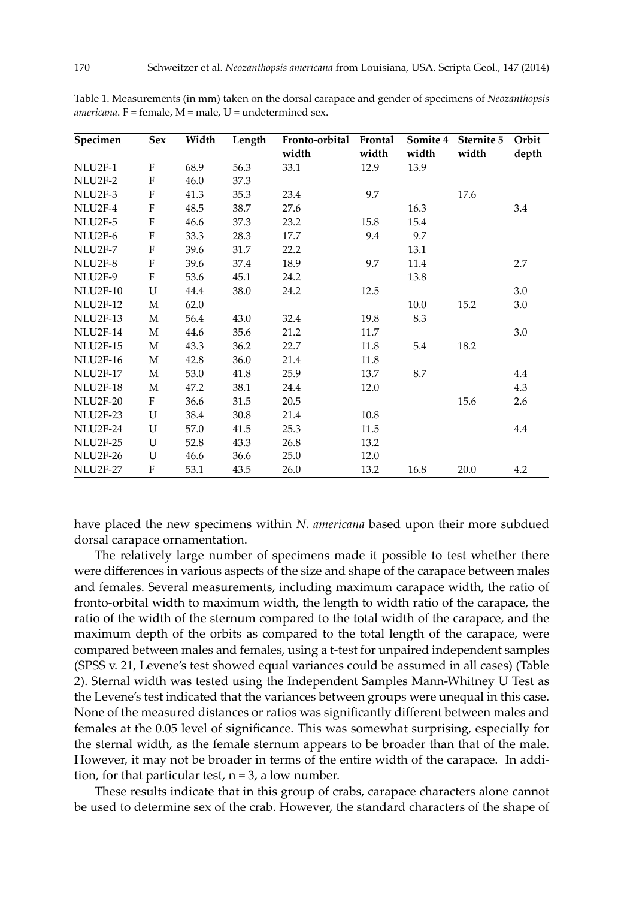Table 1. Measurements (in mm) taken on the dorsal carapace and gender of specimens of *Neozanthopsis americana*. F = female, M = male, U = undetermined sex.

| Specimen | Sex | Width | Length | Fronto-orbital width | Frontal width | Somite 4 width | Sternite 5 width | Orbit depth |
|---|---|---|---|---|---|---|---|---|
| NLU2F-1 | F | 68.9 | 56.3 | 33.1 | 12.9 | 13.9 | | |
| NLU2F-2 | F | 46.0 | 37.3 | | | | | |
| NLU2F-3 | F | 41.3 | 35.3 | 23.4 | 9.7 | | 17.6 | |
| NLU2F-4 | F | 48.5 | 38.7 | 27.6 | | 16.3 | | 3.4 |
| NLU2F-5 | F | 46.6 | 37.3 | 23.2 | 15.8 | 15.4 | | |
| NLU2F-6 | F | 33.3 | 28.3 | 17.7 | 9.4 | 9.7 | | |
| NLU2F-7 | F | 39.6 | 31.7 | 22.2 | | 13.1 | | |
| NLU2F-8 | F | 39.6 | 37.4 | 18.9 | 9.7 | 11.4 | | 2.7 |
| NLU2F-9 | F | 53.6 | 45.1 | 24.2 | | 13.8 | | |
| NLU2F-10 | U | 44.4 | 38.0 | 24.2 | 12.5 | | | 3.0 |
| NLU2F-12 | M | 62.0 | | | | 10.0 | 15.2 | 3.0 |
| NLU2F-13 | M | 56.4 | 43.0 | 32.4 | 19.8 | 8.3 | | |
| NLU2F-14 | M | 44.6 | 35.6 | 21.2 | 11.7 | | | 3.0 |
| NLU2F-15 | M | 43.3 | 36.2 | 22.7 | 11.8 | 5.4 | 18.2 | |
| NLU2F-16 | M | 42.8 | 36.0 | 21.4 | 11.8 | | | |
| NLU2F-17 | M | 53.0 | 41.8 | 25.9 | 13.7 | 8.7 | | 4.4 |
| NLU2F-18 | M | 47.2 | 38.1 | 24.4 | 12.0 | | | 4.3 |
| NLU2F-20 | F | 36.6 | 31.5 | 20.5 | | | 15.6 | 2.6 |
| NLU2F-23 | U | 38.4 | 30.8 | 21.4 | 10.8 | | | |
| NLU2F-24 | U | 57.0 | 41.5 | 25.3 | 11.5 | | | 4.4 |
| NLU2F-25 | U | 52.8 | 43.3 | 26.8 | 13.2 | | | |
| NLU2F-26 | U | 46.6 | 36.6 | 25.0 | 12.0 | | | |
| NLU2F-27 | F | 53.1 | 43.5 | 26.0 | 13.2 | 16.8 | 20.0 | 4.2 |

have placed the new specimens within *N. americana* based upon their more subdued dorsal carapace ornamentation.

The relatively large number of specimens made it possible to test whether there were differences in various aspects of the size and shape of the carapace between males and females. Several measurements, including maximum carapace width, the ratio of fronto-orbital width to maximum width, the length to width ratio of the carapace, the ratio of the width of the sternum compared to the total width of the carapace, and the maximum depth of the orbits as compared to the total length of the carapace, were compared between males and females, using a t-test for unpaired independent samples (SPSS v. 21, Levene's test showed equal variances could be assumed in all cases) (Table 2). Sternal width was tested using the Independent Samples Mann-Whitney U Test as the Levene's test indicated that the variances between groups were unequal in this case. None of the measured distances or ratios was significantly different between males and females at the 0.05 level of significance. This was somewhat surprising, especially for the sternal width, as the female sternum appears to be broader than that of the male. However, it may not be broader in terms of the entire width of the carapace. In addition, for that particular test, $n = 3$, a low number.

These results indicate that in this group of crabs, carapace characters alone cannot be used to determine sex of the crab. However, the standard characters of the shape of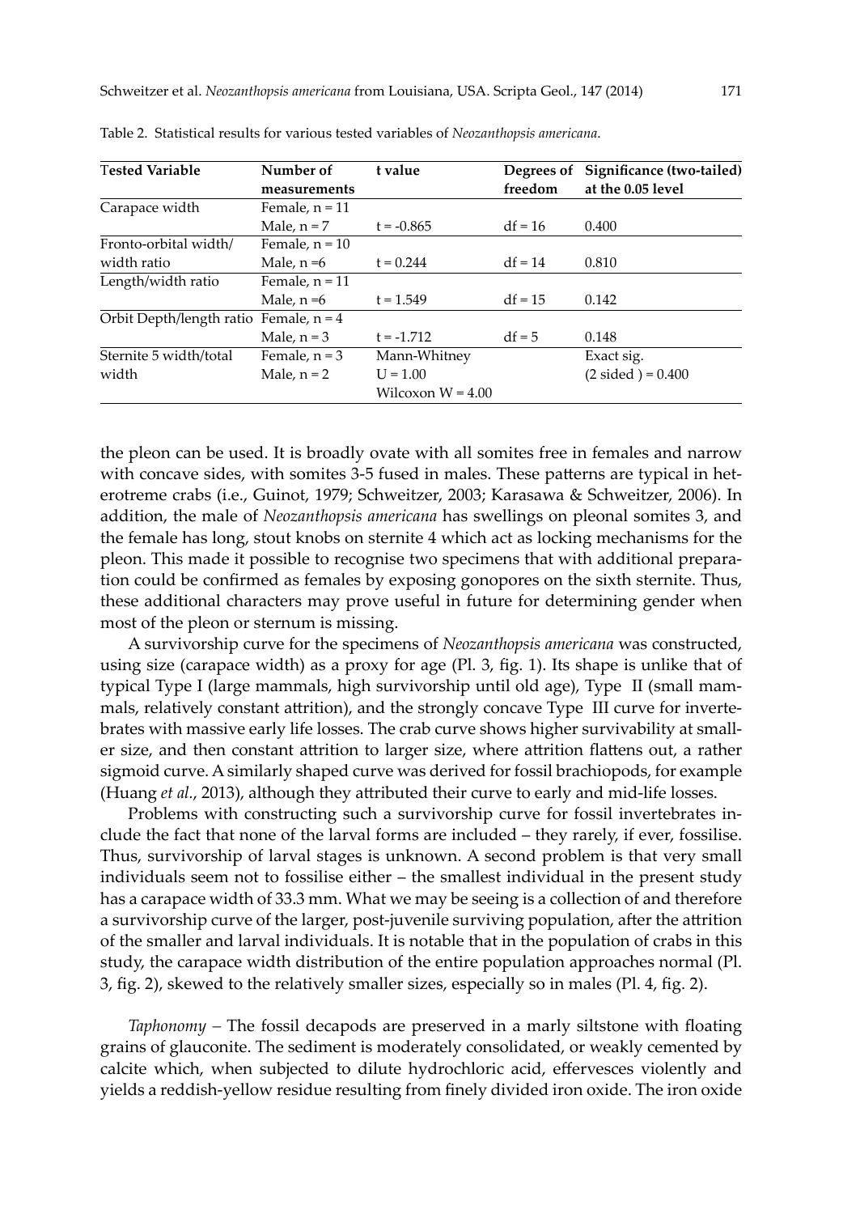Table 2. Statistical results for various tested variables of *Neozanthopsis americana*.

| Tested Variable | Number of measurements | t value | Degrees of freedom | Significance (two-tailed) at the 0.05 level |
|---|---|---|---|---|
| Carapace width | Female, n = 11 | | | |
| | Male, n = 7 | t = -0.865 | df = 16 | 0.400 |
| Fronto-orbital width/ width ratio | Female, n = 10 | | | |
| | Male, n =6 | t = 0.244 | df = 14 | 0.810 |
| Length/width ratio | Female, n = 11 | | | |
| | Male, n =6 | t = 1.549 | df = 15 | 0.142 |
| Orbit Depth/length ratio | Female, n = 4 | | | |
| | Male, n = 3 | t = -1.712 | df = 5 | 0.148 |
| Sternite 5 width/total width | Female, n = 3 | Mann-Whitney | | Exact sig. |
| | Male, n = 2 | U = 1.00 | | (2 sided ) = 0.400 |
| | | Wilcoxon W = 4.00 | | |

the pleon can be used. It is broadly ovate with all somites free in females and narrow with concave sides, with somites 3-5 fused in males. These patterns are typical in heterotreme crabs (i.e., Guinot, 1979; Schweitzer, 2003; Karasawa & Schweitzer, 2006). In addition, the male of *Neozanthopsis americana* has swellings on pleonal somites 3, and the female has long, stout knobs on sternite 4 which act as locking mechanisms for the pleon. This made it possible to recognise two specimens that with additional preparation could be confirmed as females by exposing gonopores on the sixth sternite. Thus, these additional characters may prove useful in future for determining gender when most of the pleon or sternum is missing.

A survivorship curve for the specimens of *Neozanthopsis americana* was constructed, using size (carapace width) as a proxy for age (Pl. 3, fig. 1). Its shape is unlike that of typical Type I (large mammals, high survivorship until old age), Type II (small mammals, relatively constant attrition), and the strongly concave Type III curve for invertebrates with massive early life losses. The crab curve shows higher survivability at smaller size, and then constant attrition to larger size, where attrition flattens out, a rather sigmoid curve. A similarly shaped curve was derived for fossil brachiopods, for example (Huang *et al.*, 2013), although they attributed their curve to early and mid-life losses.

Problems with constructing such a survivorship curve for fossil invertebrates include the fact that none of the larval forms are included – they rarely, if ever, fossilise. Thus, survivorship of larval stages is unknown. A second problem is that very small individuals seem not to fossilise either – the smallest individual in the present study has a carapace width of 33.3 mm. What we may be seeing is a collection of and therefore a survivorship curve of the larger, post-juvenile surviving population, after the attrition of the smaller and larval individuals. It is notable that in the population of crabs in this study, the carapace width distribution of the entire population approaches normal (Pl. 3, fig. 2), skewed to the relatively smaller sizes, especially so in males (Pl. 4, fig. 2).

*Taphonomy* – The fossil decapods are preserved in a marly siltstone with floating grains of glauconite. The sediment is moderately consolidated, or weakly cemented by calcite which, when subjected to dilute hydrochloric acid, effervesces violently and yields a reddish-yellow residue resulting from finely divided iron oxide. The iron oxide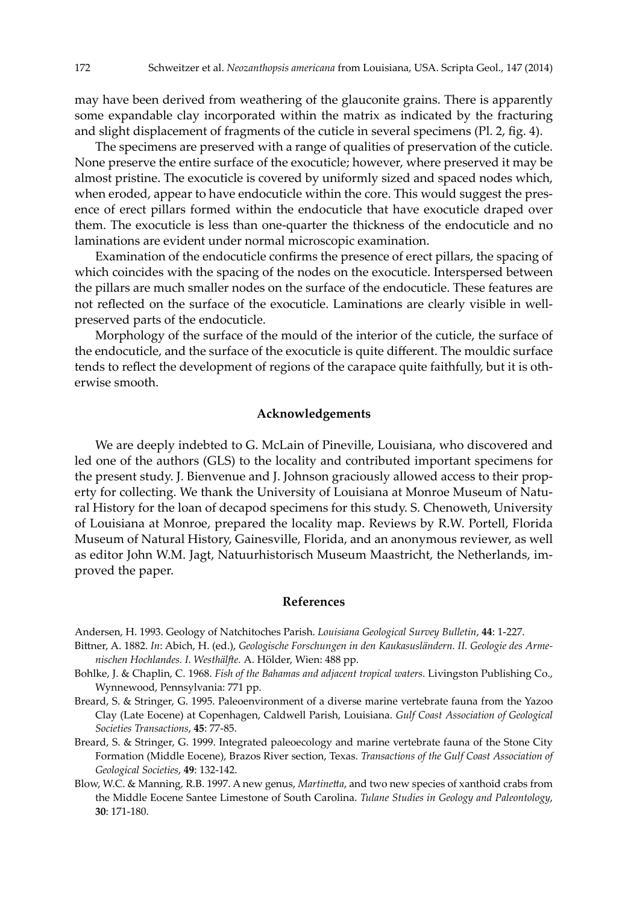may have been derived from weathering of the glauconite grains. There is apparently some expandable clay incorporated within the matrix as indicated by the fracturing and slight displacement of fragments of the cuticle in several specimens (Pl. 2, fig. 4).

The specimens are preserved with a range of qualities of preservation of the cuticle. None preserve the entire surface of the exocuticle; however, where preserved it may be almost pristine. The exocuticle is covered by uniformly sized and spaced nodes which, when eroded, appear to have endocuticle within the core. This would suggest the presence of erect pillars formed within the endocuticle that have exocuticle draped over them. The exocuticle is less than one-quarter the thickness of the endocuticle and no laminations are evident under normal microscopic examination.

Examination of the endocuticle confirms the presence of erect pillars, the spacing of which coincides with the spacing of the nodes on the exocuticle. Interspersed between the pillars are much smaller nodes on the surface of the endocuticle. These features are not reflected on the surface of the exocuticle. Laminations are clearly visible in well-preserved parts of the endocuticle.

Morphology of the surface of the mould of the interior of the cuticle, the surface of the endocuticle, and the surface of the exocuticle is quite different. The mouldic surface tends to reflect the development of regions of the carapace quite faithfully, but it is otherwise smooth.

## Acknowledgements

We are deeply indebted to G. McLain of Pineville, Louisiana, who discovered and led one of the authors (GLS) to the locality and contributed important specimens for the present study. J. Bienvenue and J. Johnson graciously allowed access to their property for collecting. We thank the University of Louisiana at Monroe Museum of Natural History for the loan of decapod specimens for this study. S. Chenoweth, University of Louisiana at Monroe, prepared the locality map. Reviews by R.W. Portell, Florida Museum of Natural History, Gainesville, Florida, and an anonymous reviewer, as well as editor John W.M. Jagt, Natuurhistorisch Museum Maastricht, the Netherlands, improved the paper.

## References

Andersen, H. 1993. Geology of Natchitoches Parish. *Louisiana Geological Survey Bulletin*, **44**: 1-227.

Bittner, A. 1882. *In*: Abich, H. (ed.), *Geologische Forschungen in den Kaukasusländern. II. Geologie des Armenischen Hochlandes. I. Westhälfte.* A. Hölder, Wien: 488 pp.

Bohlke, J. & Chaplin, C. 1968. *Fish of the Bahamas and adjacent tropical waters*. Livingston Publishing Co., Wynnewood, Pennsylvania: 771 pp.

Breard, S. & Stringer, G. 1995. Paleoenvironment of a diverse marine vertebrate fauna from the Yazoo Clay (Late Eocene) at Copenhagen, Caldwell Parish, Louisiana. *Gulf Coast Association of Geological Societies Transactions*, **45**: 77-85.

Breard, S. & Stringer, G. 1999. Integrated paleoecology and marine vertebrate fauna of the Stone City Formation (Middle Eocene), Brazos River section, Texas. *Transactions of the Gulf Coast Association of Geological Societies*, **49**: 132-142.

Blow, W.C. & Manning, R.B. 1997. A new genus, *Martinetta*, and two new species of xanthoid crabs from the Middle Eocene Santee Limestone of South Carolina. *Tulane Studies in Geology and Paleontology*, **30**: 171-180.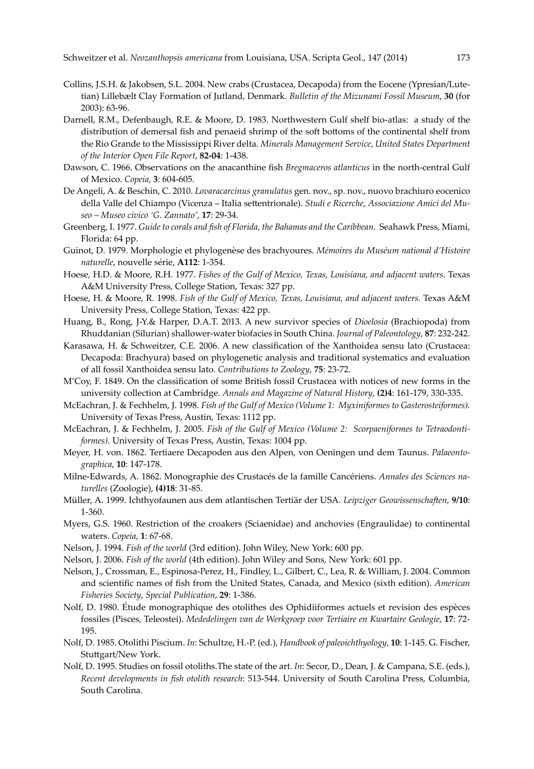Collins, J.S.H. & Jakobsen, S.L. 2004. New crabs (Crustacea, Decapoda) from the Eocene (Ypresian/Lutetian) Lillebælt Clay Formation of Jutland, Denmark. *Bulletin of the Mizunami Fossil Museum*, **30** (for 2003): 63-96.

Darnell, R.M., Defenbaugh, R.E. & Moore, D. 1983. Northwestern Gulf shelf bio-atlas: a study of the distribution of demersal fish and penaeid shrimp of the soft bottoms of the continental shelf from the Rio Grande to the Mississippi River delta. *Minerals Management Service*, *United States Department of the Interior Open File Report*, **82-04**: 1-438.

Dawson, C. 1966. Observations on the anacanthine fish *Bregmaceros atlanticus* in the north-central Gulf of Mexico. *Copeia*, **3**: 604-605.

De Angeli, A. & Beschin, C. 2010. *Lovaracarcinus granulatus* gen. nov., sp. nov., nuovo brachiuro eocenico della Valle del Chiampo (Vicenza – Italia settentrionale). *Studi e Ricerche*, *Associazione Amici del Museo – Museo civico 'G. Zannato'*, **17**: 29-34.

Greenberg, I. 1977. *Guide to corals and fish of Florida, the Bahamas and the Caribbean*. Seahawk Press, Miami, Florida: 64 pp.

Guinot, D. 1979. Morphologie et phylogenèse des brachyoures. *Mémoires du Muséum national d'Histoire naturelle*, nouvelle série, **A112**: 1-354.

Hoese, H.D. & Moore, R.H. 1977. *Fishes of the Gulf of Mexico, Texas, Louisiana, and adjacent waters*. Texas A&M University Press, College Station, Texas: 327 pp.

Hoese, H. & Moore, R. 1998. *Fish of the Gulf of Mexico, Texas, Louisiana, and adjacent waters.* Texas A&M University Press, College Station, Texas: 422 pp.

Huang, B., Rong, J-Y.& Harper, D.A.T. 2013. A new survivor species of *Dioelosia* (Brachiopoda) from Rhuddanian (Silurian) shallower-water biofacies in South China. *Journal of Paleontology*, **87**: 232-242.

Karasawa, H. & Schweitzer, C.E. 2006. A new classification of the Xanthoidea sensu lato (Crustacea: Decapoda: Brachyura) based on phylogenetic analysis and traditional systematics and evaluation of all fossil Xanthoidea sensu lato. *Contributions to Zoology*, **75**: 23-72.

M'Coy, F. 1849. On the classification of some British fossil Crustacea with notices of new forms in the university collection at Cambridge. *Annals and Magazine of Natural History*, **(2)4**: 161-179, 330-335.

McEachran, J. & Fechhelm, J. 1998. *Fish of the Gulf of Mexico (Volume 1: Myxiniformes to Gasterosteiformes).* University of Texas Press, Austin, Texas: 1112 pp.

McEachran, J. & Fechhelm, J. 2005. *Fish of the Gulf of Mexico (Volume 2: Scorpaeniformes to Tetraodontiformes).* University of Texas Press, Austin, Texas: 1004 pp.

Meyer, H. von. 1862. Tertiaere Decapoden aus den Alpen, von Oeningen und dem Taunus. *Palaeontographica*, **10**: 147-178.

Milne-Edwards, A. 1862. Monographie des Crustacés de la famille Cancériens. *Annales des Sciences naturelles* (Zoologie), **(4)18**: 31-85.

Müller, A. 1999. Ichthyofaunen aus dem atlantischen Tertiär der USA. *Leipziger Geowissenschaften*, **9/10**: 1-360.

Myers, G.S. 1960. Restriction of the croakers (Sciaenidae) and anchovies (Engraulidae) to continental waters. *Copeia*, **1**: 67-68.

Nelson, J. 1994. *Fish of the world* (3rd edition). John Wiley, New York: 600 pp.

Nelson, J. 2006. *Fish of the world* (4th edition). John Wiley and Sons, New York: 601 pp.

Nelson, J., Crossman, E., Espinosa-Perez, H., Findley, L., Gilbert, C., Lea, R. & William, J. 2004. Common and scientific names of fish from the United States, Canada, and Mexico (sixth edition). *American Fisheries Society*, *Special Publication*, **29**: 1-386.

Nolf, D. 1980. Étude monographique des otolithes des Ophidiiformes actuels et revision des espèces fossiles (Pisces, Teleostei). *Mededelingen van de Werkgroep voor Tertiaire en Kwartaire Geologie*, **17**: 72-195.

Nolf, D. 1985. Otolithi Piscium. *In*: Schultze, H.-P. (ed.), *Handbook of paleoichthyology*, **10**: 1-145. G. Fischer, Stuttgart/New York.

Nolf, D. 1995. Studies on fossil otoliths.The state of the art. *In*: Secor, D., Dean, J. & Campana, S.E. (eds.), *Recent developments in fish otolith research*: 513-544. University of South Carolina Press, Columbia, South Carolina.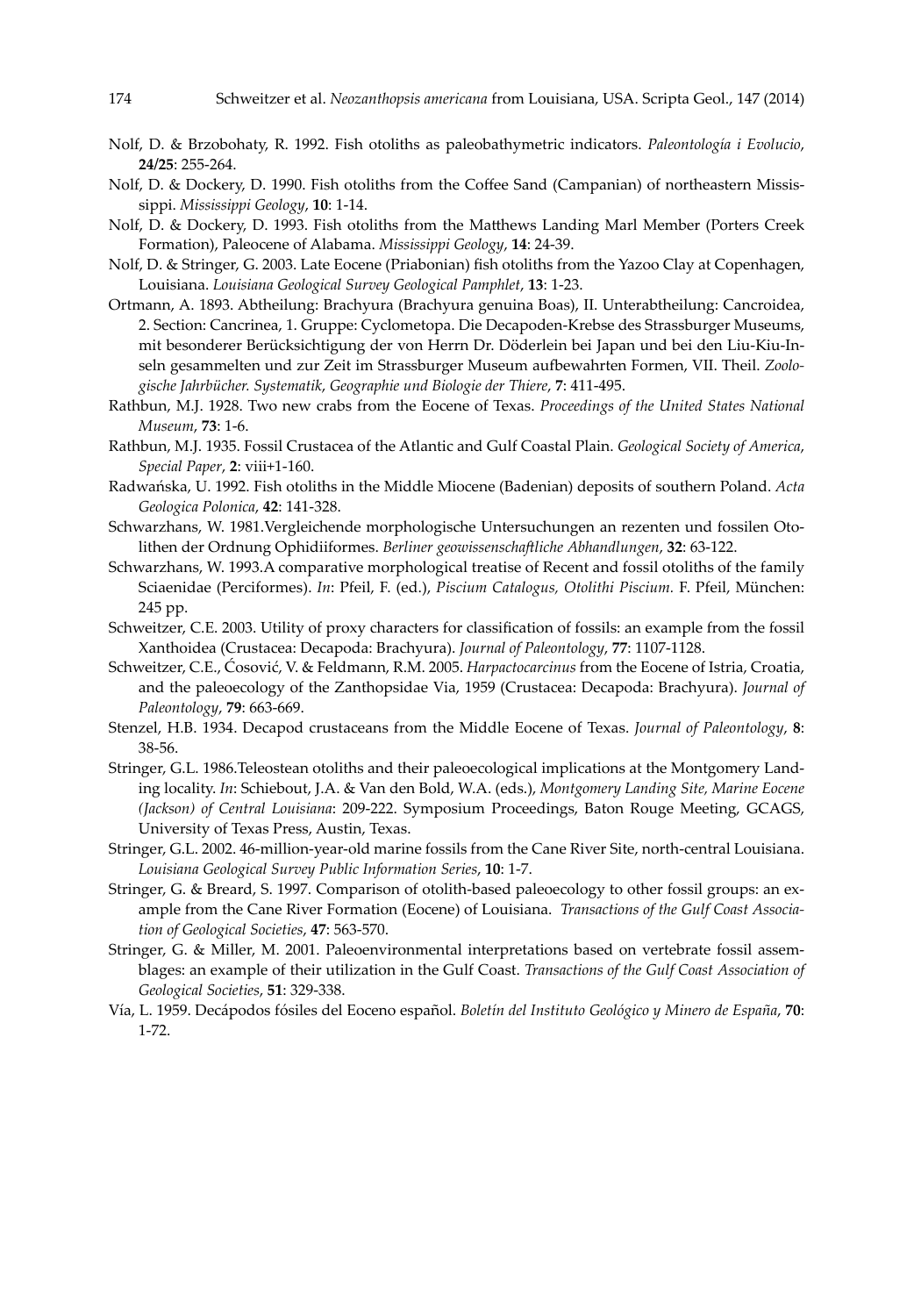Nolf, D. & Brzobohaty, R. 1992. Fish otoliths as paleobathymetric indicators. *Paleontología i Evolucio*, **24/25**: 255-264.

Nolf, D. & Dockery, D. 1990. Fish otoliths from the Coffee Sand (Campanian) of northeastern Mississippi. *Mississippi Geology*, **10**: 1-14.

Nolf, D. & Dockery, D. 1993. Fish otoliths from the Matthews Landing Marl Member (Porters Creek Formation), Paleocene of Alabama. *Mississippi Geology*, **14**: 24-39.

Nolf, D. & Stringer, G. 2003. Late Eocene (Priabonian) fish otoliths from the Yazoo Clay at Copenhagen, Louisiana. *Louisiana Geological Survey Geological Pamphlet*, **13**: 1-23.

Ortmann, A. 1893. Abtheilung: Brachyura (Brachyura genuina Boas), II. Unterabtheilung: Cancroidea, 2. Section: Cancrinea, 1. Gruppe: Cyclometopa. Die Decapoden-Krebse des Strassburger Museums, mit besonderer Berücksichtigung der von Herrn Dr. Döderlein bei Japan und bei den Liu-Kiu-Inseln gesammelten und zur Zeit im Strassburger Museum aufbewahrten Formen, VII. Theil. *Zoologische Jahrbücher. Systematik, Geographie und Biologie der Thiere*, **7**: 411-495.

Rathbun, M.J. 1928. Two new crabs from the Eocene of Texas. *Proceedings of the United States National Museum*, **73**: 1-6.

Rathbun, M.J. 1935. Fossil Crustacea of the Atlantic and Gulf Coastal Plain. *Geological Society of America, Special Paper*, **2**: viii+1-160.

Radwańska, U. 1992. Fish otoliths in the Middle Miocene (Badenian) deposits of southern Poland. *Acta Geologica Polonica*, **42**: 141-328.

Schwarzhans, W. 1981.Vergleichende morphologische Untersuchungen an rezenten und fossilen Otolithen der Ordnung Ophidiiformes. *Berliner geowissenschaftliche Abhandlungen*, **32**: 63-122.

Schwarzhans, W. 1993.A comparative morphological treatise of Recent and fossil otoliths of the family Sciaenidae (Perciformes). *In*: Pfeil, F. (ed.), *Piscium Catalogus, Otolithi Piscium.* F. Pfeil, München: 245 pp.

Schweitzer, C.E. 2003. Utility of proxy characters for classification of fossils: an example from the fossil Xanthoidea (Crustacea: Decapoda: Brachyura). *Journal of Paleontology*, **77**: 1107-1128.

Schweitzer, C.E., Ćosović, V. & Feldmann, R.M. 2005. *Harpactocarcinus* from the Eocene of Istria, Croatia, and the paleoecology of the Zanthopsidae Via, 1959 (Crustacea: Decapoda: Brachyura). *Journal of Paleontology*, **79**: 663-669.

Stenzel, H.B. 1934. Decapod crustaceans from the Middle Eocene of Texas. *Journal of Paleontology*, **8**: 38-56.

Stringer, G.L. 1986.Teleostean otoliths and their paleoecological implications at the Montgomery Landing locality. *In*: Schiebout, J.A. & Van den Bold, W.A. (eds.), *Montgomery Landing Site, Marine Eocene (Jackson) of Central Louisiana*: 209-222. Symposium Proceedings, Baton Rouge Meeting, GCAGS, University of Texas Press, Austin, Texas.

Stringer, G.L. 2002. 46-million-year-old marine fossils from the Cane River Site, north-central Louisiana. *Louisiana Geological Survey Public Information Series*, **10**: 1-7.

Stringer, G. & Breard, S. 1997. Comparison of otolith-based paleoecology to other fossil groups: an example from the Cane River Formation (Eocene) of Louisiana. *Transactions of the Gulf Coast Association of Geological Societies*, **47**: 563-570.

Stringer, G. & Miller, M. 2001. Paleoenvironmental interpretations based on vertebrate fossil assemblages: an example of their utilization in the Gulf Coast. *Transactions of the Gulf Coast Association of Geological Societies*, **51**: 329-338.

Vía, L. 1959. Decápodos fósiles del Eoceno español. *Boletín del Instituto Geológico y Minero de España*, **70**: 1-72.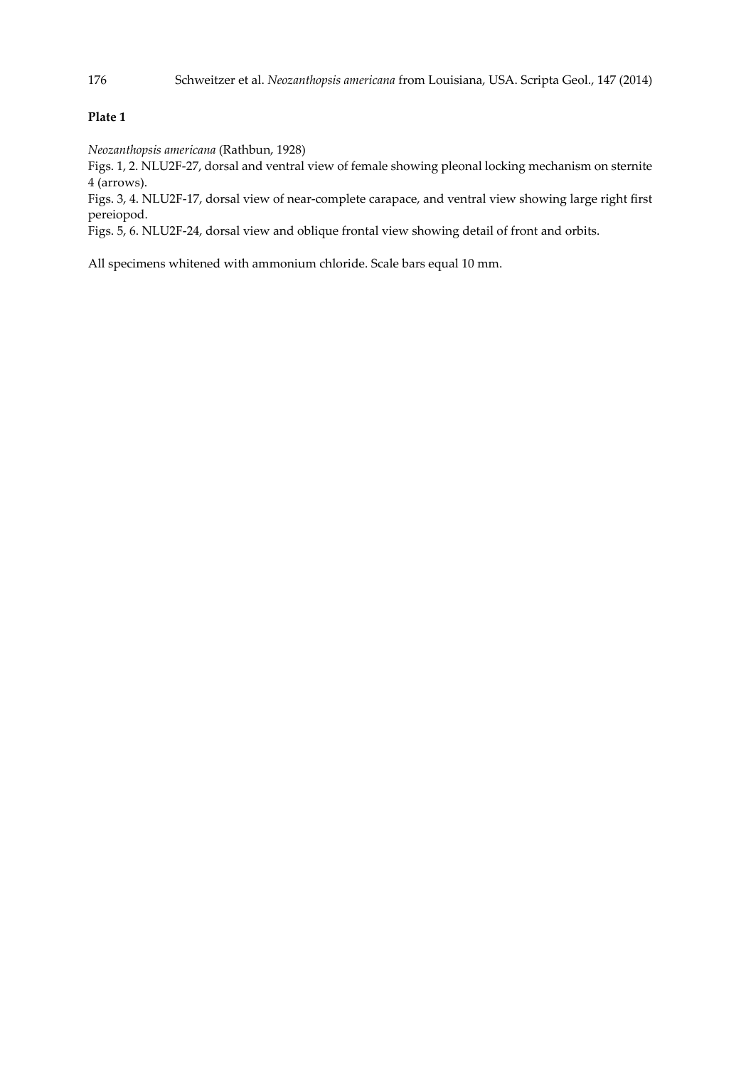**Plate 1**

*Neozanthopsis americana* (Rathbun, 1928)

Figs. 1, 2. NLU2F-27, dorsal and ventral view of female showing pleonal locking mechanism on sternite 4 (arrows).

Figs. 3, 4. NLU2F-17, dorsal view of near-complete carapace, and ventral view showing large right first pereiopod.

Figs. 5, 6. NLU2F-24, dorsal view and oblique frontal view showing detail of front and orbits.

All specimens whitened with ammonium chloride. Scale bars equal 10 mm.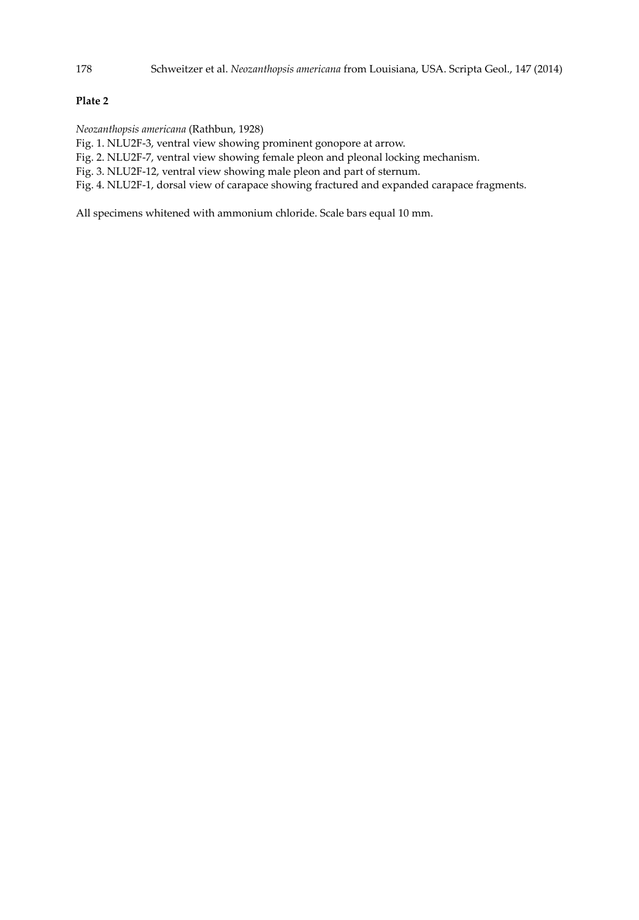**Plate 2**

*Neozanthopsis americana* (Rathbun, 1928)

Fig. 1. NLU2F-3, ventral view showing prominent gonopore at arrow.
Fig. 2. NLU2F-7, ventral view showing female pleon and pleonal locking mechanism.
Fig. 3. NLU2F-12, ventral view showing male pleon and part of sternum.
Fig. 4. NLU2F-1, dorsal view of carapace showing fractured and expanded carapace fragments.

All specimens whitened with ammonium chloride. Scale bars equal 10 mm.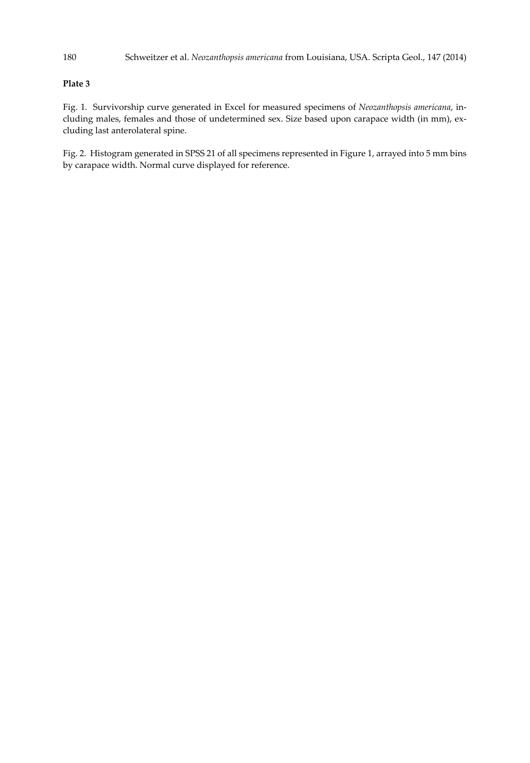**Plate 3**

Fig. 1. Survivorship curve generated in Excel for measured specimens of *Neozanthopsis americana*, including males, females and those of undetermined sex. Size based upon carapace width (in mm), excluding last anterolateral spine.

Fig. 2. Histogram generated in SPSS 21 of all specimens represented in Figure 1, arrayed into 5 mm bins by carapace width. Normal curve displayed for reference.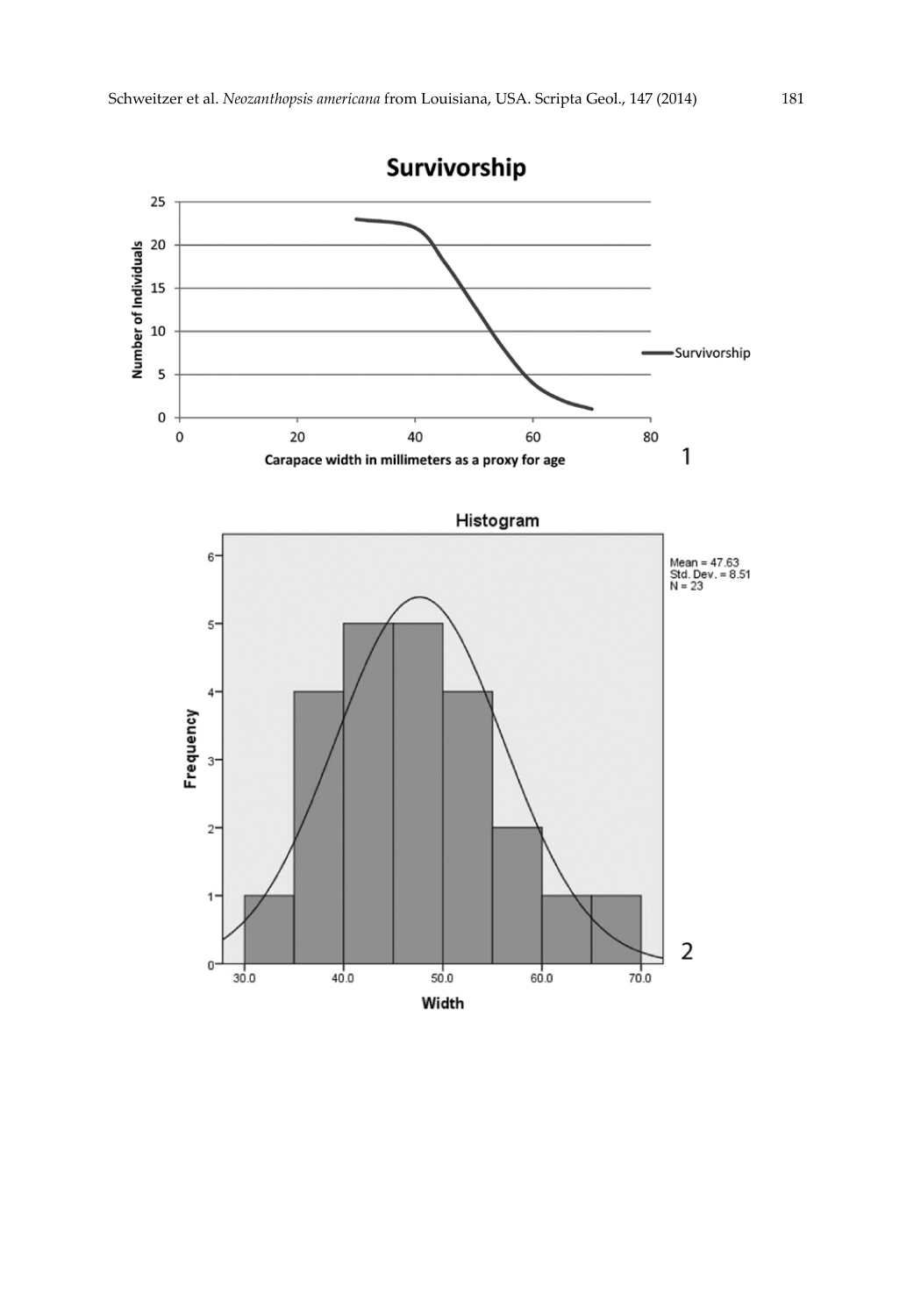**Survivorship**

Number of Individuals

Carapace width in millimeters as a proxy for age

Survivorship

1

**Histogram**

Mean = 47.63
Std. Dev. = 8.51
N = 23

Frequency

Width

2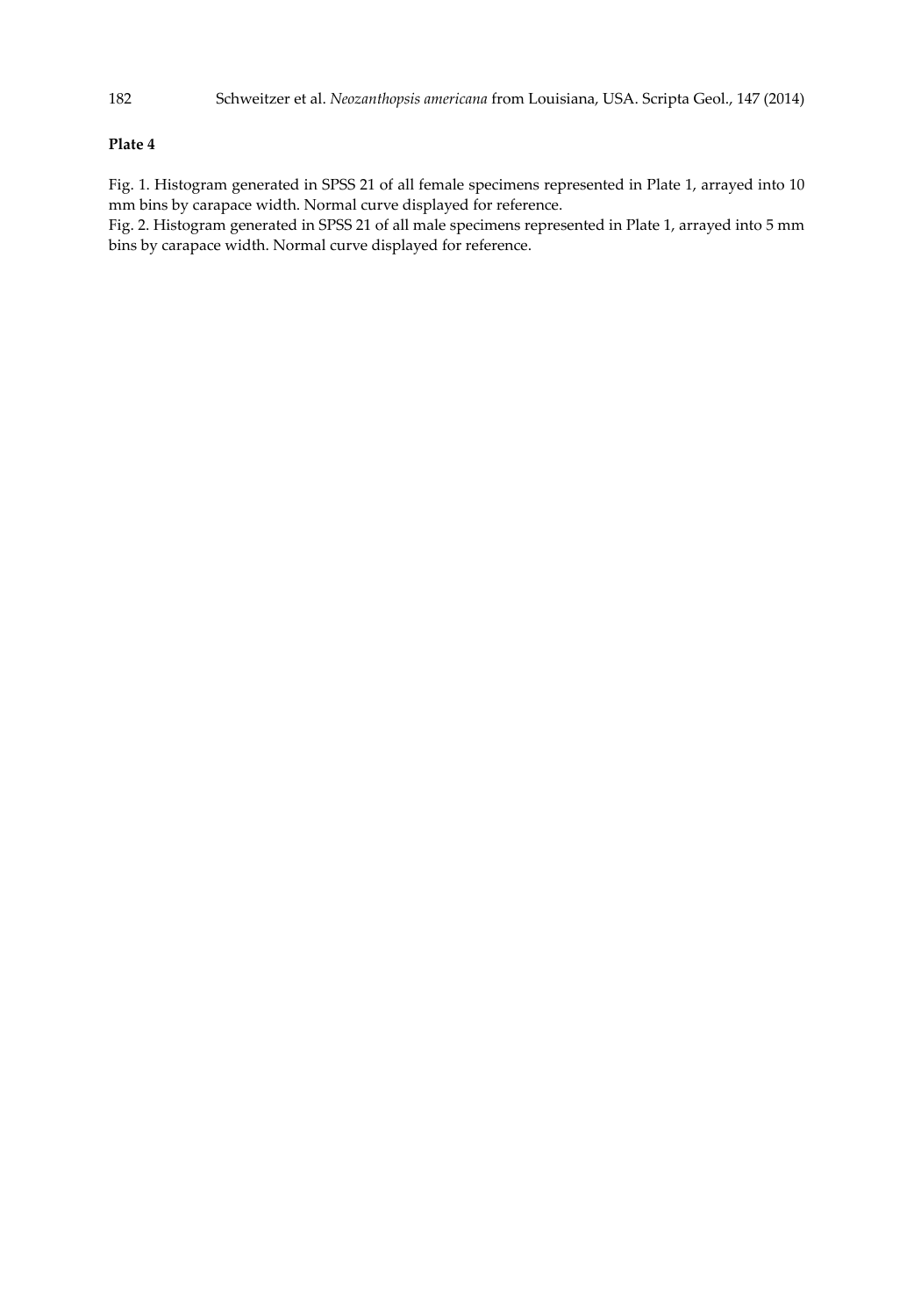**Plate 4**

Fig. 1. Histogram generated in SPSS 21 of all female specimens represented in Plate 1, arrayed into 10 mm bins by carapace width. Normal curve displayed for reference.

Fig. 2. Histogram generated in SPSS 21 of all male specimens represented in Plate 1, arrayed into 5 mm bins by carapace width. Normal curve displayed for reference.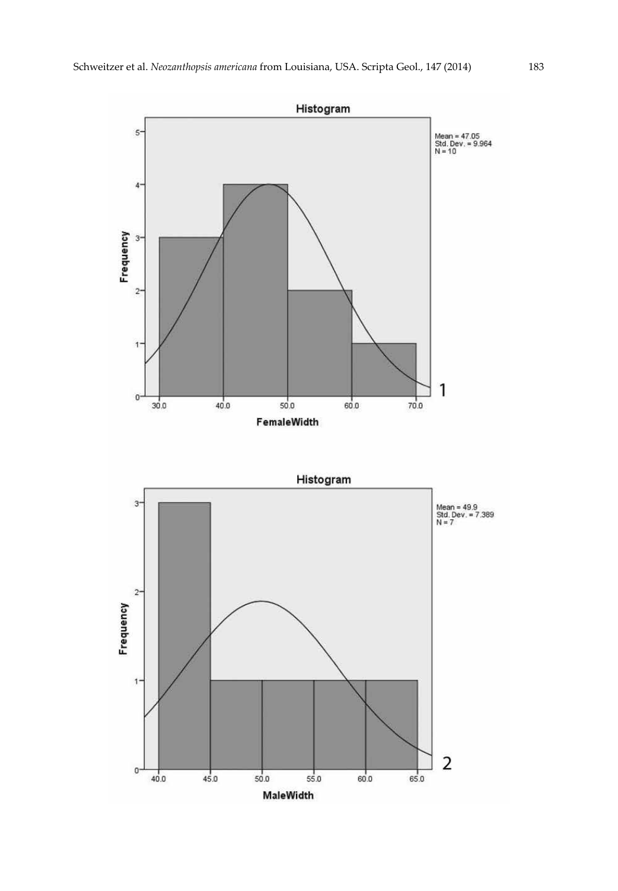Histogram

Mean = 47.05
Std. Dev. = 9.964
N = 10

Frequency

0
1
2
3
4
5

30.0
40.0
50.0
60.0
70.0

FemaleWidth

1

Histogram

Mean = 49.9
Std. Dev. = 7.389
N = 7

Frequency

0
1
2
3

40.0
45.0
50.0
55.0
60.0
65.0

MaleWidth

2